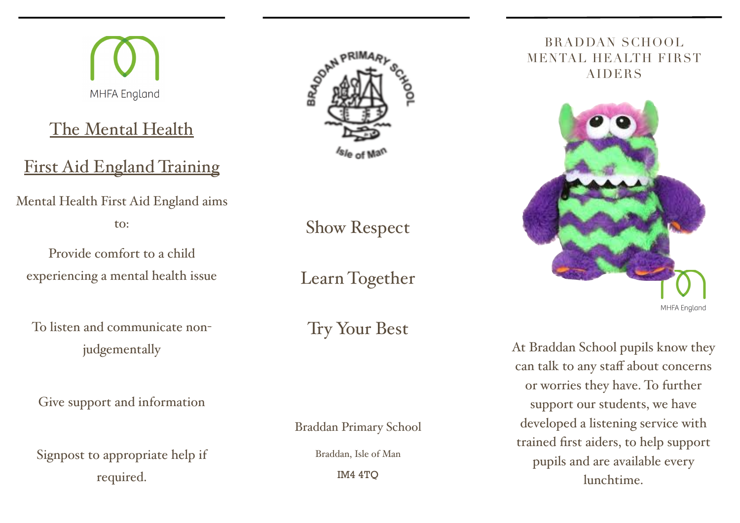MHFA England

## The Mental Health First Aid England Training

Mental Health First Aid England aims to:

Provide comfort to a child experiencing a mental health issue

To listen and communicate non-judgementally

Give support and information

Signpost to appropriate help if required.

BRADDAN PRIMARY SCHOOL

Isle of Man

Show Respect

Learn Together

Try Your Best

Braddan Primary School

Braddan, Isle of Man

IM4 4TQ

## BRADDAN SCHOOL MENTAL HEALTH FIRST AIDERS

MHFA England

At Braddan School pupils know they can talk to any staff about concerns or worries they have. To further support our students, we have developed a listening service with trained first aiders, to help support pupils and are available every lunchtime.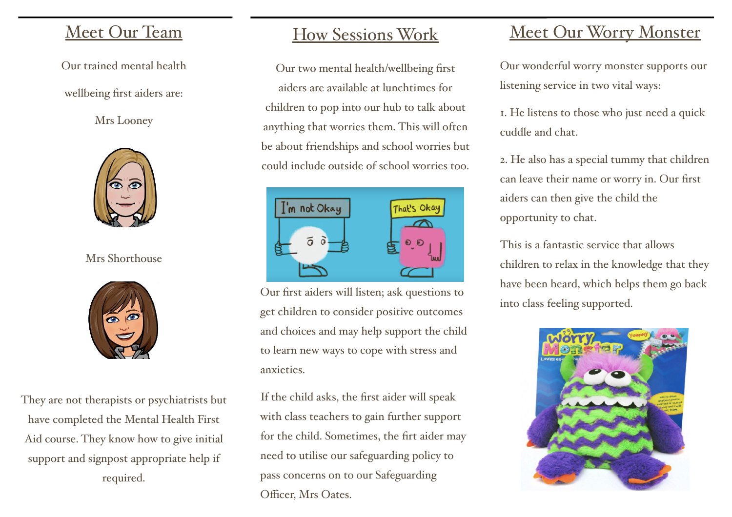## Meet Our Team

Our trained mental health

wellbeing first aiders are:

Mrs Looney

Mrs Shorthouse

They are not therapists or psychiatrists but have completed the Mental Health First Aid course. They know how to give initial support and signpost appropriate help if required.

## How Sessions Work

Our two mental health/wellbeing first aiders are available at lunchtimes for children to pop into our hub to talk about anything that worries them. This will often be about friendships and school worries but could include outside of school worries too.

Our first aiders will listen; ask questions to get children to consider positive outcomes and choices and may help support the child to learn new ways to cope with stress and anxieties.

If the child asks, the first aider will speak with class teachers to gain further support for the child. Sometimes, the firt aider may need to utilise our safeguarding policy to pass concerns on to our Safeguarding Officer, Mrs Oates.

## Meet Our Worry Monster

Our wonderful worry monster supports our listening service in two vital ways:

1. He listens to those who just need a quick cuddle and chat.
2. He also has a special tummy that children can leave their name or worry in. Our first aiders can then give the child the opportunity to chat.

This is a fantastic service that allows children to relax in the knowledge that they have been heard, which helps them go back into class feeling supported.